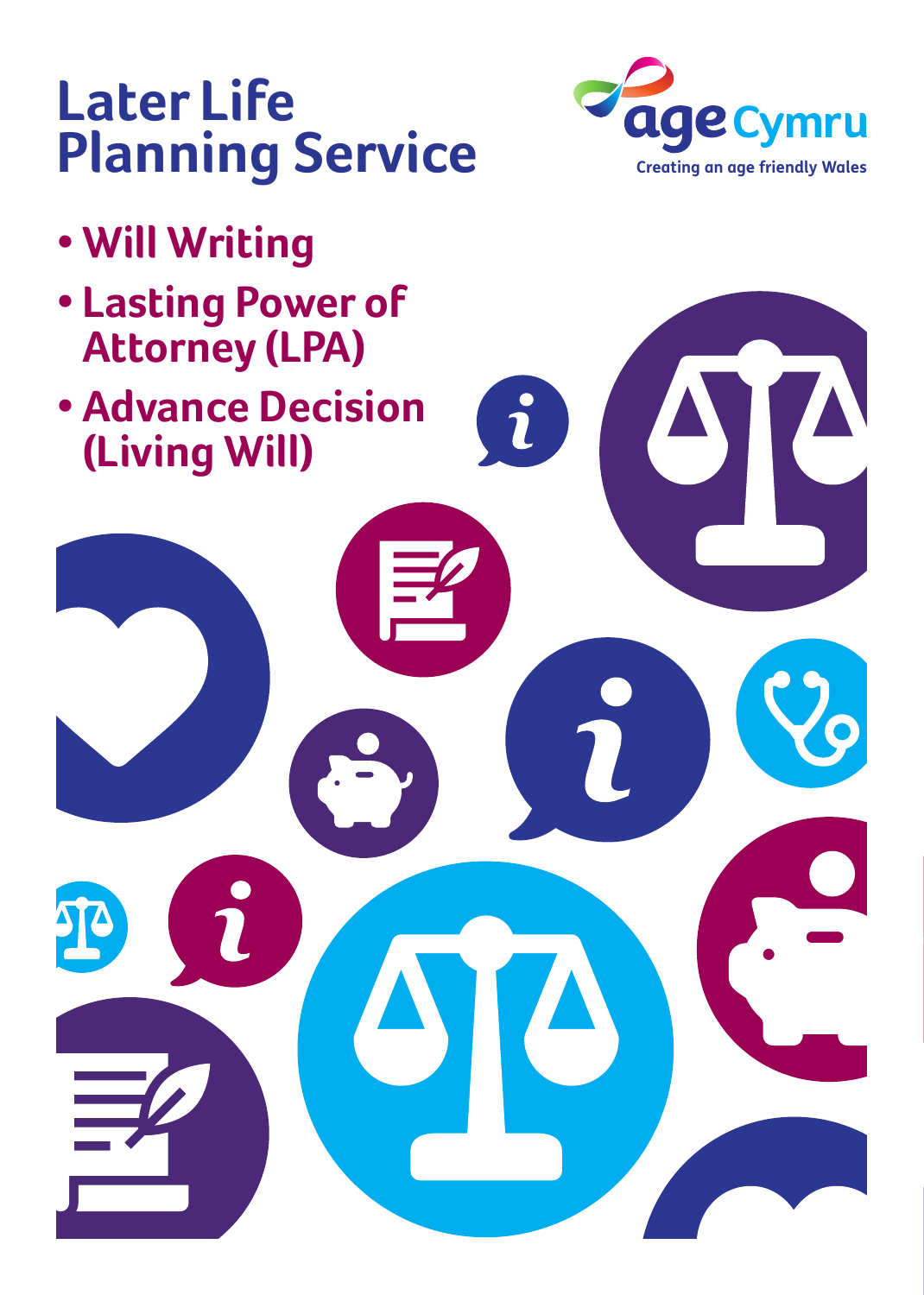# Later Life Planning Service

age Cymru
Creating an age friendly Wales

- **Will Writing**
- **Lasting Power of Attorney (LPA)**
- **Advance Decision (Living Will)**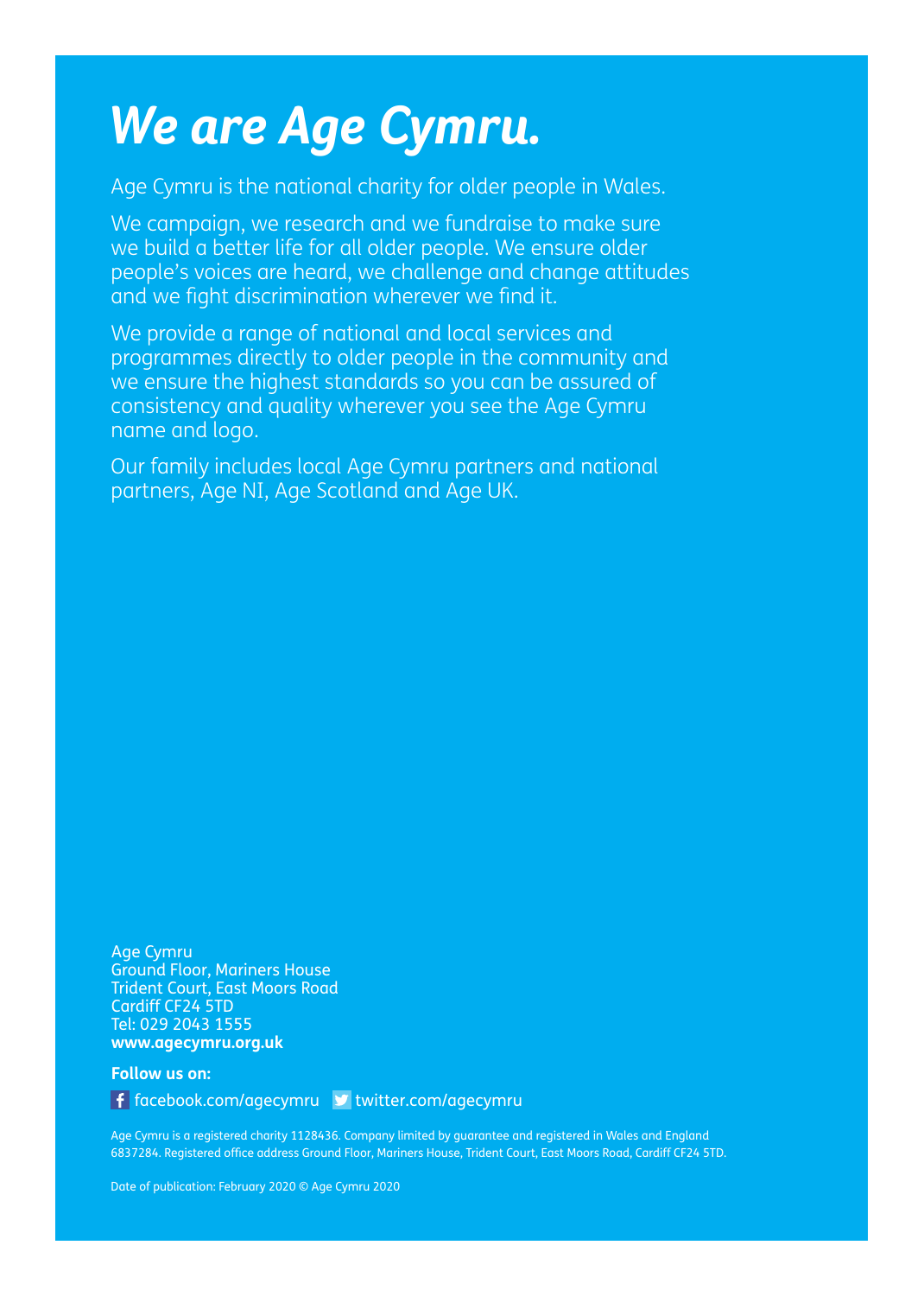# *We are Age Cymru.*

Age Cymru is the national charity for older people in Wales.

We campaign, we research and we fundraise to make sure we build a better life for all older people. We ensure older people's voices are heard, we challenge and change attitudes and we fight discrimination wherever we find it.

We provide a range of national and local services and programmes directly to older people in the community and we ensure the highest standards so you can be assured of consistency and quality wherever you see the Age Cymru name and logo.

Our family includes local Age Cymru partners and national partners, Age NI, Age Scotland and Age UK.

Age Cymru
Ground Floor, Mariners House
Trident Court, East Moors Road
Cardiff CF24 5TD
Tel: 029 2043 1555
**www.agecymru.org.uk**

**Follow us on:**

facebook.com/agecymru twitter.com/agecymru

Age Cymru is a registered charity 1128436. Company limited by guarantee and registered in Wales and England 6837284. Registered office address Ground Floor, Mariners House, Trident Court, East Moors Road, Cardiff CF24 5TD.

Date of publication: February 2020 © Age Cymru 2020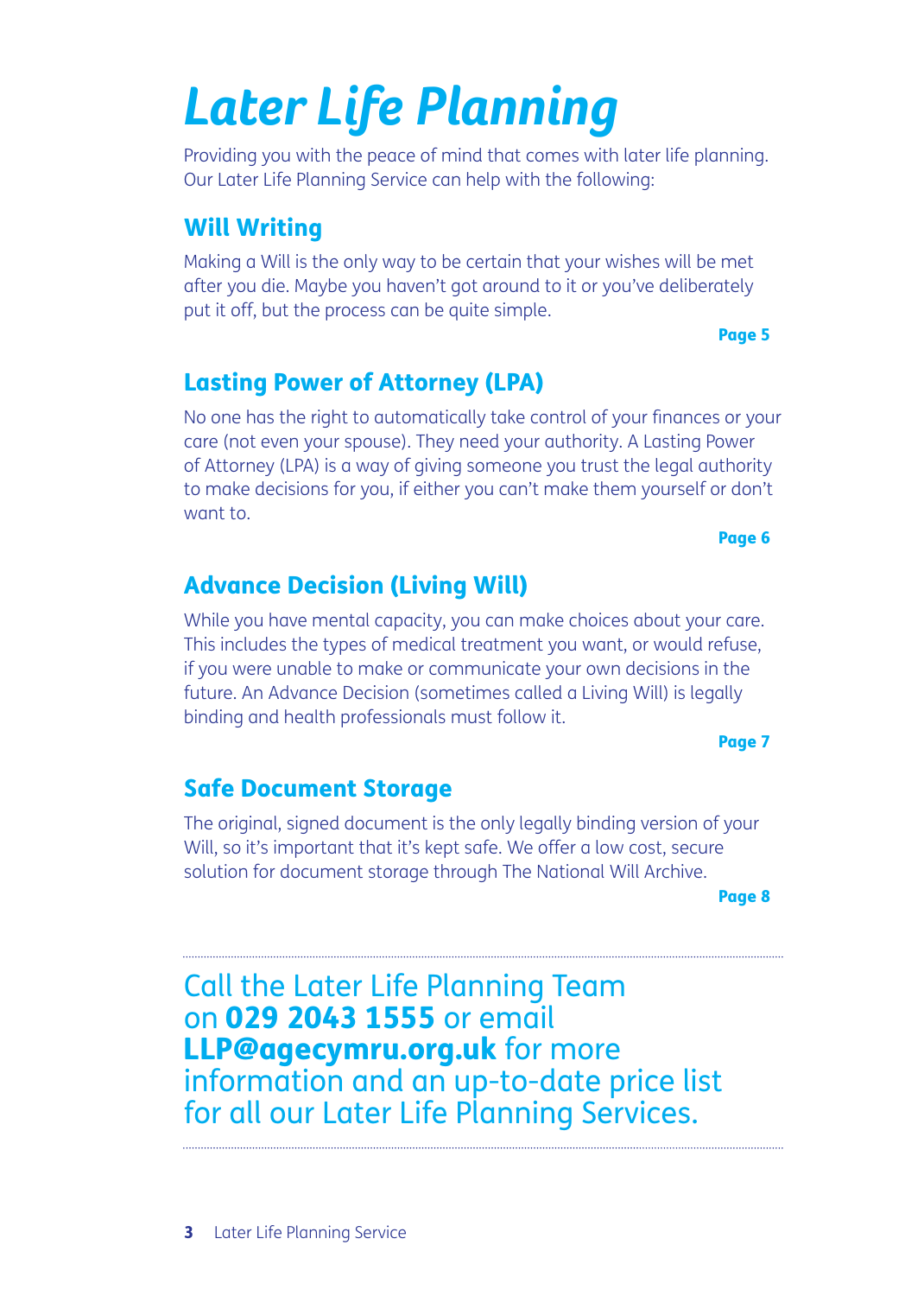# *Later Life Planning*

Providing you with the peace of mind that comes with later life planning. Our Later Life Planning Service can help with the following:

## Will Writing

Making a Will is the only way to be certain that your wishes will be met after you die. Maybe you haven't got around to it or you've deliberately put it off, but the process can be quite simple.

**Page 5**

## Lasting Power of Attorney (LPA)

No one has the right to automatically take control of your finances or your care (not even your spouse). They need your authority. A Lasting Power of Attorney (LPA) is a way of giving someone you trust the legal authority to make decisions for you, if either you can't make them yourself or don't want to.

**Page 6**

## Advance Decision (Living Will)

While you have mental capacity, you can make choices about your care. This includes the types of medical treatment you want, or would refuse, if you were unable to make or communicate your own decisions in the future. An Advance Decision (sometimes called a Living Will) is legally binding and health professionals must follow it.

**Page 7**

## Safe Document Storage

The original, signed document is the only legally binding version of your Will, so it's important that it's kept safe. We offer a low cost, secure solution for document storage through The National Will Archive.

**Page 8**

---

Call the Later Life Planning Team on **029 2043 1555** or email **LLP@agecymru.org.uk** for more information and an up-to-date price list for all our Later Life Planning Services.

---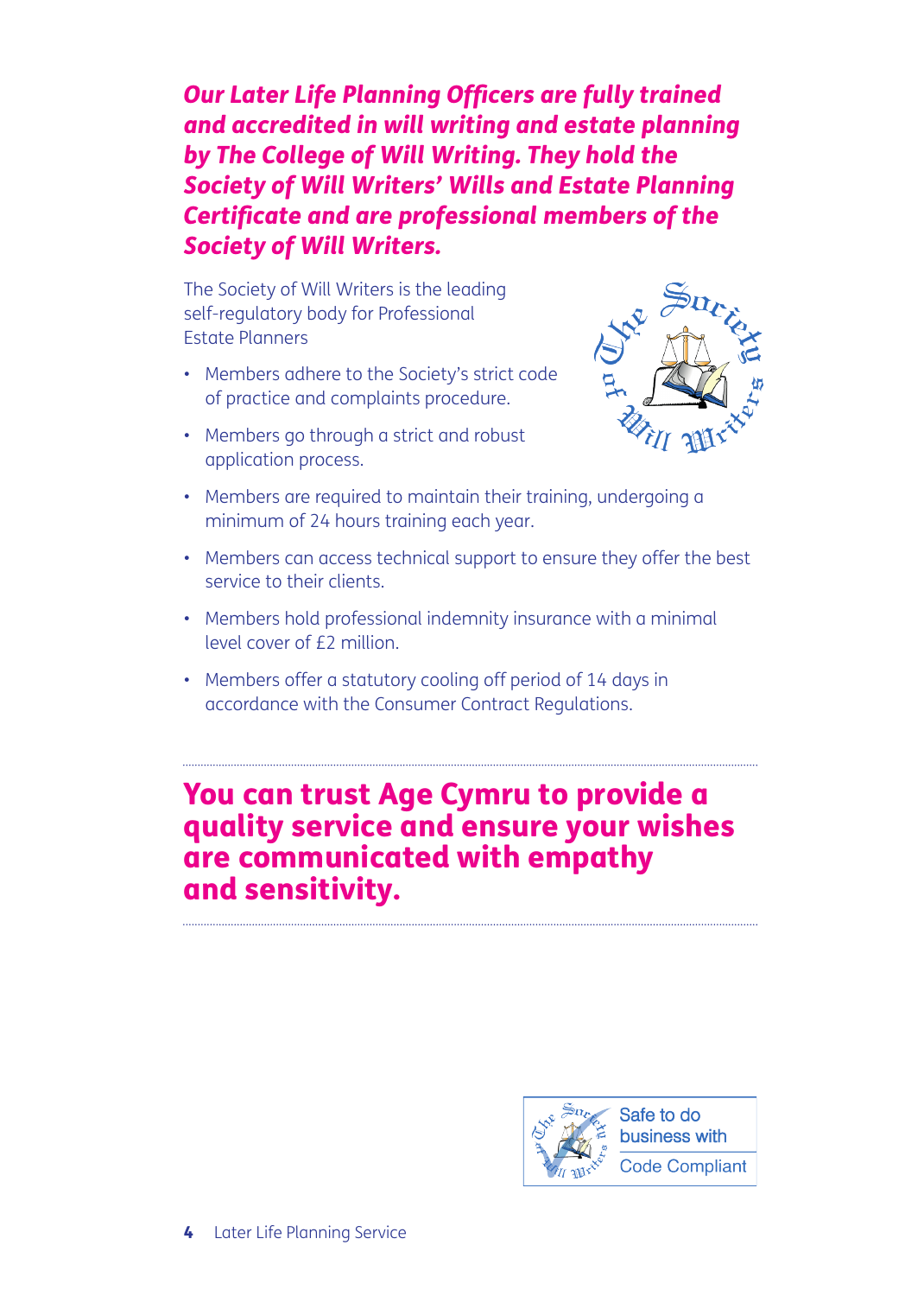***Our Later Life Planning Officers are fully trained and accredited in will writing and estate planning by The College of Will Writing. They hold the Society of Will Writers' Wills and Estate Planning Certificate and are professional members of the Society of Will Writers.***

The Society of Will Writers is the leading self-regulatory body for Professional Estate Planners

- Members adhere to the Society's strict code of practice and complaints procedure.
- Members go through a strict and robust application process.
- Members are required to maintain their training, undergoing a minimum of 24 hours training each year.
- Members can access technical support to ensure they offer the best service to their clients.
- Members hold professional indemnity insurance with a minimal level cover of £2 million.
- Members offer a statutory cooling off period of 14 days in accordance with the Consumer Contract Regulations.

## You can trust Age Cymru to provide a quality service and ensure your wishes are communicated with empathy and sensitivity.

Safe to do business with

Code Compliant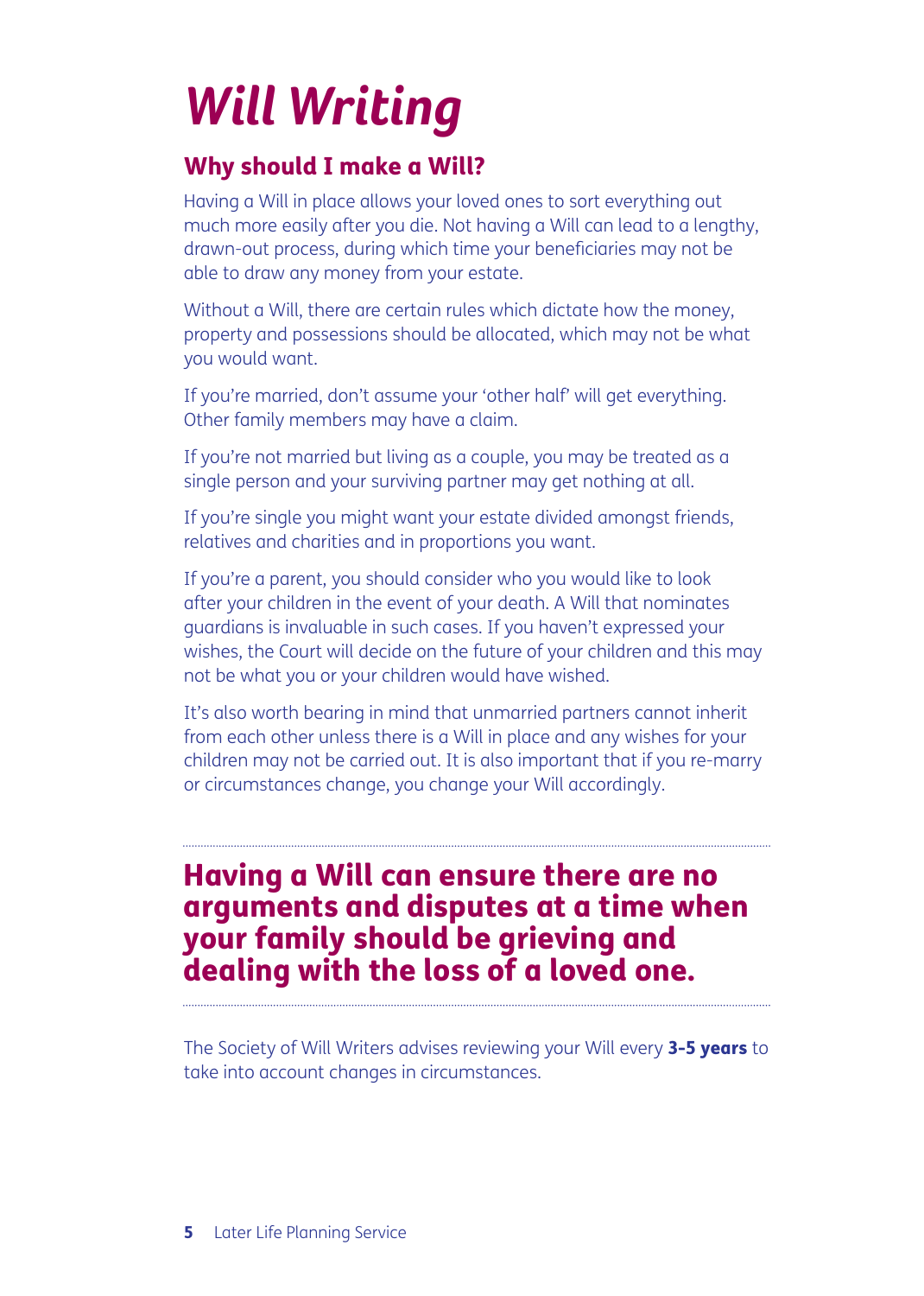# *Will Writing*

## Why should I make a Will?

Having a Will in place allows your loved ones to sort everything out much more easily after you die. Not having a Will can lead to a lengthy, drawn-out process, during which time your beneficiaries may not be able to draw any money from your estate.

Without a Will, there are certain rules which dictate how the money, property and possessions should be allocated, which may not be what you would want.

If you're married, don't assume your 'other half' will get everything. Other family members may have a claim.

If you're not married but living as a couple, you may be treated as a single person and your surviving partner may get nothing at all.

If you're single you might want your estate divided amongst friends, relatives and charities and in proportions you want.

If you're a parent, you should consider who you would like to look after your children in the event of your death. A Will that nominates guardians is invaluable in such cases. If you haven't expressed your wishes, the Court will decide on the future of your children and this may not be what you or your children would have wished.

It's also worth bearing in mind that unmarried partners cannot inherit from each other unless there is a Will in place and any wishes for your children may not be carried out. It is also important that if you re-marry or circumstances change, you change your Will accordingly.

---

**Having a Will can ensure there are no arguments and disputes at a time when your family should be grieving and dealing with the loss of a loved one.**

---

The Society of Will Writers advises reviewing your Will every **3-5 years** to take into account changes in circumstances.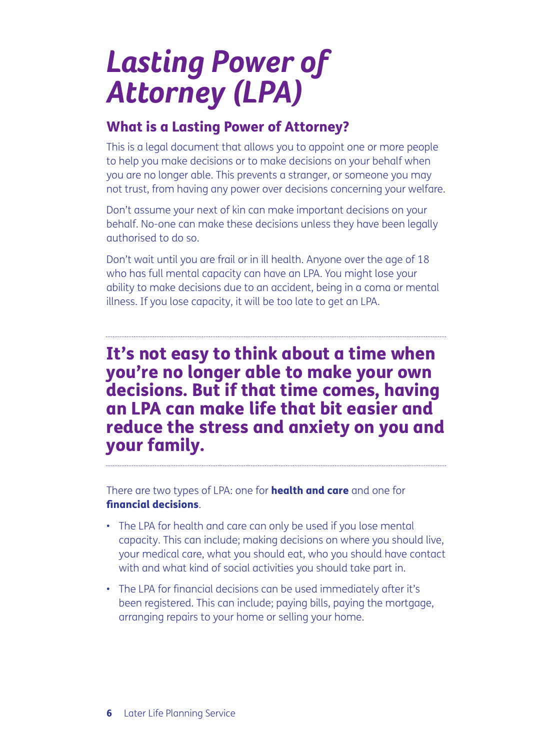# *Lasting Power of Attorney (LPA)*

## What is a Lasting Power of Attorney?

This is a legal document that allows you to appoint one or more people to help you make decisions or to make decisions on your behalf when you are no longer able. This prevents a stranger, or someone you may not trust, from having any power over decisions concerning your welfare.

Don't assume your next of kin can make important decisions on your behalf. No-one can make these decisions unless they have been legally authorised to do so.

Don't wait until you are frail or in ill health. Anyone over the age of 18 who has full mental capacity can have an LPA. You might lose your ability to make decisions due to an accident, being in a coma or mental illness. If you lose capacity, it will be too late to get an LPA.

---

**It's not easy to think about a time when you're no longer able to make your own decisions. But if that time comes, having an LPA can make life that bit easier and reduce the stress and anxiety on you and your family.**

---

There are two types of LPA: one for **health and care** and one for **financial decisions**.

- The LPA for health and care can only be used if you lose mental capacity. This can include; making decisions on where you should live, your medical care, what you should eat, who you should have contact with and what kind of social activities you should take part in.
- The LPA for financial decisions can be used immediately after it's been registered. This can include; paying bills, paying the mortgage, arranging repairs to your home or selling your home.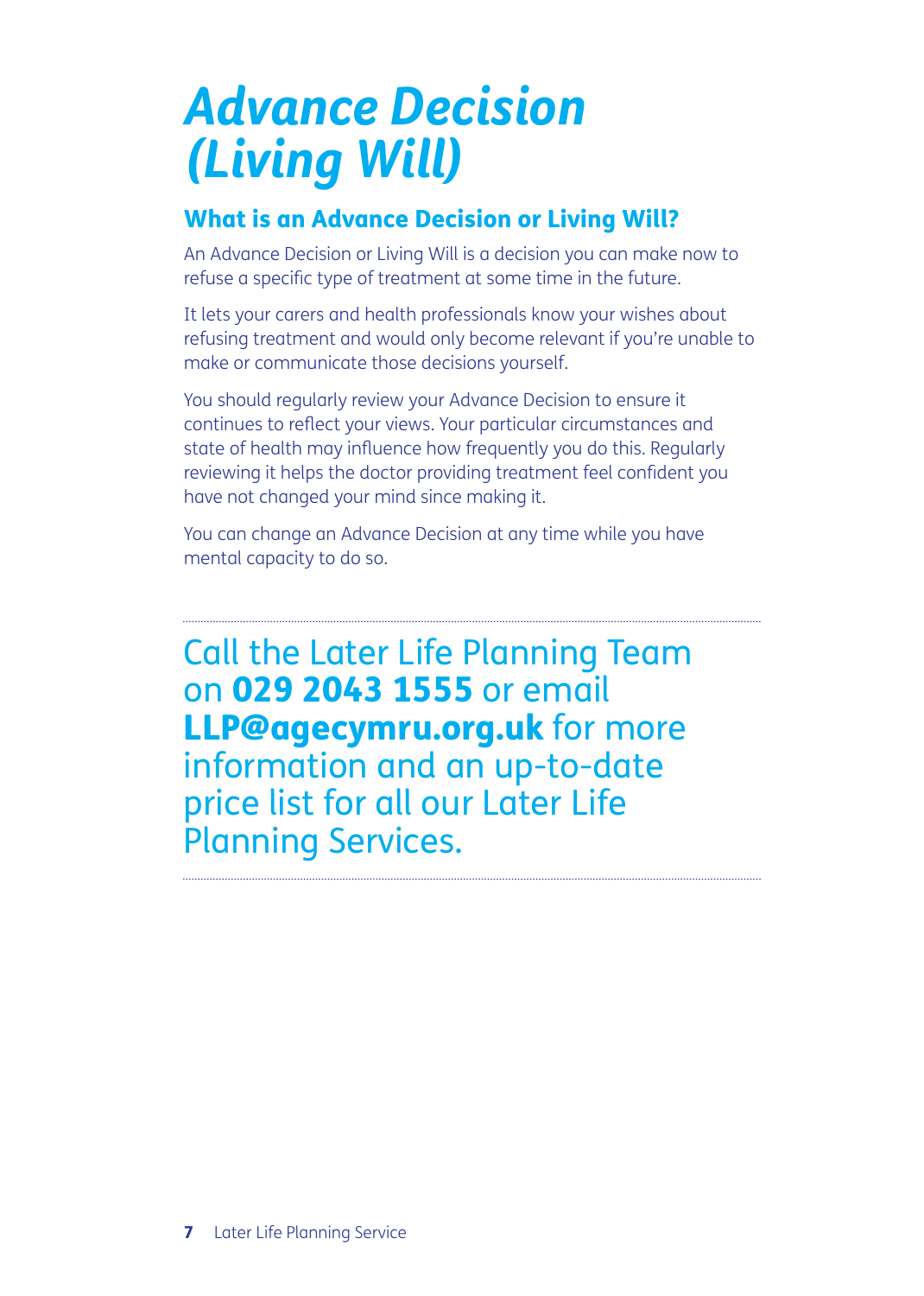# *Advance Decision (Living Will)*

## What is an Advance Decision or Living Will?

An Advance Decision or Living Will is a decision you can make now to refuse a specific type of treatment at some time in the future.

It lets your carers and health professionals know your wishes about refusing treatment and would only become relevant if you're unable to make or communicate those decisions yourself.

You should regularly review your Advance Decision to ensure it continues to reflect your views. Your particular circumstances and state of health may influence how frequently you do this. Regularly reviewing it helps the doctor providing treatment feel confident you have not changed your mind since making it.

You can change an Advance Decision at any time while you have mental capacity to do so.

---

Call the Later Life Planning Team on **029 2043 1555** or email **LLP@agecymru.org.uk** for more information and an up-to-date price list for all our Later Life Planning Services.

---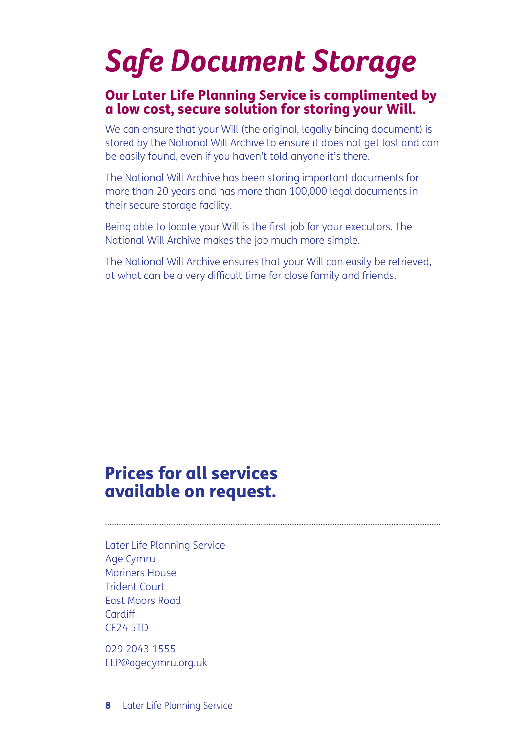# Safe Document Storage

## Our Later Life Planning Service is complimented by a low cost, secure solution for storing your Will.

We can ensure that your Will (the original, legally binding document) is stored by the National Will Archive to ensure it does not get lost and can be easily found, even if you haven't told anyone it's there.

The National Will Archive has been storing important documents for more than 20 years and has more than 100,000 legal documents in their secure storage facility.

Being able to locate your Will is the first job for your executors. The National Will Archive makes the job much more simple.

The National Will Archive ensures that your Will can easily be retrieved, at what can be a very difficult time for close family and friends.

## Prices for all services available on request.

---

Later Life Planning Service
Age Cymru
Mariners House
Trident Court
East Moors Road
Cardiff
CF24 5TD

029 2043 1555
LLP@agecymru.org.uk